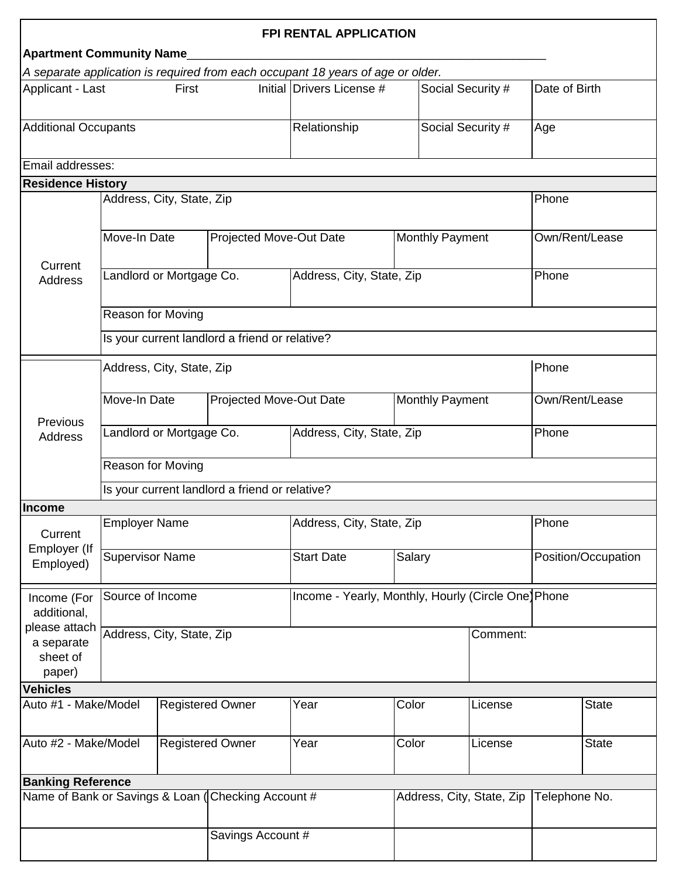# FPI RENTAL APPLICATION

**Apartment Community Name**\_\_\_\_\_\_\_\_\_\_\_\_\_\_\_\_\_\_\_\_\_\_\_\_\_\_\_\_\_\_\_\_\_\_\_\_\_\_\_\_\_\_\_\_\_\_\_\_\_\_\_\_\_\_\_\_

*A separate application is required from each occupant 18 years of age or older.*

| Applicant - Last First Initial | Drivers License # | Social Security # | Date of Birth |
|---|---|---|---|
| | | | |
| **Additional Occupants** | **Relationship** | **Social Security #** | **Age** |
| | | | |

Email addresses:

## Residence History

**Current Address**

| Address, City, State, Zip | | | Phone |
|---|---|---|---|
| | | | |
| Move-In Date | Projected Move-Out Date | Monthly Payment | Own/Rent/Lease |
| | | | |
| Landlord or Mortgage Co. | Address, City, State, Zip | | Phone |
| | | | |
| Reason for Moving | | | |
| Is your current landlord a friend or relative? | | | |

**Previous Address**

| Address, City, State, Zip | | | Phone |
|---|---|---|---|
| | | | |
| Move-In Date | Projected Move-Out Date | Monthly Payment | Own/Rent/Lease |
| | | | |
| Landlord or Mortgage Co. | Address, City, State, Zip | | Phone |
| | | | |
| Reason for Moving | | | |
| Is your current landlord a friend or relative? | | | |

## Income

**Current Employer (If Employed)**

| Employer Name | Address, City, State, Zip | | Phone |
|---|---|---|---|
| | | | |
| Supervisor Name | Start Date | Salary | Position/Occupation |
| | | | |

**Income (For additional, please attach a separate sheet of paper)**

| Source of Income | Income - Yearly, Monthly, Hourly (Circle One) | Phone |
|---|---|---|
| | | |
| Address, City, State, Zip | | Comment: |
| | | |

## Vehicles

| | Make/Model | Registered Owner | Year | Color | License | State |
|---|---|---|---|---|---|---|
| Auto #1 | | | | | | |
| Auto #2 | | | | | | |

## Banking Reference

| Name of Bank or Savings & Loan ( | Checking Account # | Address, City, State, Zip | Telephone No. |
|---|---|---|---|
| | | | |
| | Savings Account # | | |
| | | | |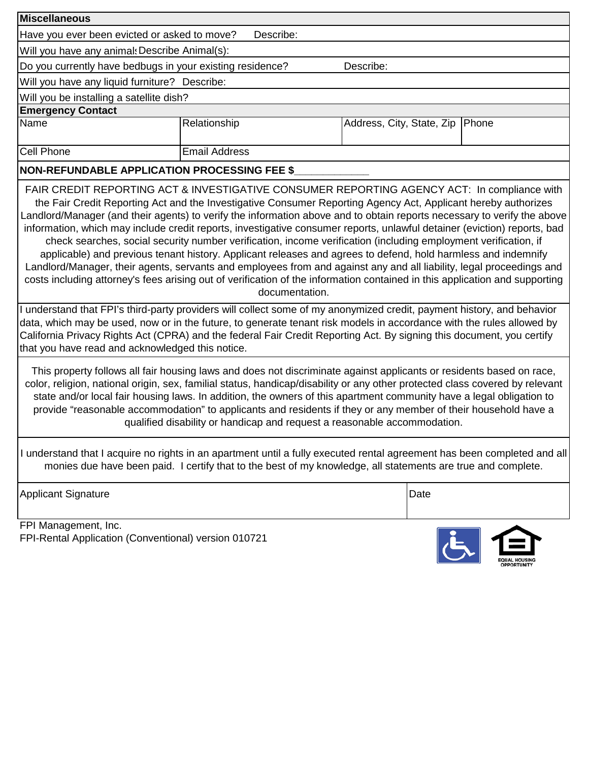## Miscellaneous

Have you ever been evicted or asked to move? Describe:

Will you have any animals Describe Animal(s):

Do you currently have bedbugs in your existing residence? Describe:

Will you have any liquid furniture? Describe:

Will you be installing a satellite dish?

## Emergency Contact

| Name | Relationship | Address, City, State, Zip | Phone |
|---|---|---|---|
| Cell Phone | Email Address | | |

**NON-REFUNDABLE APPLICATION PROCESSING FEE $____________**

FAIR CREDIT REPORTING ACT & INVESTIGATIVE CONSUMER REPORTING AGENCY ACT: In compliance with the Fair Credit Reporting Act and the Investigative Consumer Reporting Agency Act, Applicant hereby authorizes Landlord/Manager (and their agents) to verify the information above and to obtain reports necessary to verify the above information, which may include credit reports, investigative consumer reports, unlawful detainer (eviction) reports, bad check searches, social security number verification, income verification (including employment verification, if applicable) and previous tenant history. Applicant releases and agrees to defend, hold harmless and indemnify Landlord/Manager, their agents, servants and employees from and against any and all liability, legal proceedings and costs including attorney's fees arising out of verification of the information contained in this application and supporting documentation.

I understand that FPI's third-party providers will collect some of my anonymized credit, payment history, and behavior data, which may be used, now or in the future, to generate tenant risk models in accordance with the rules allowed by California Privacy Rights Act (CPRA) and the federal Fair Credit Reporting Act. By signing this document, you certify that you have read and acknowledged this notice.

This property follows all fair housing laws and does not discriminate against applicants or residents based on race, color, religion, national origin, sex, familial status, handicap/disability or any other protected class covered by relevant state and/or local fair housing laws. In addition, the owners of this apartment community have a legal obligation to provide "reasonable accommodation" to applicants and residents if they or any member of their household have a qualified disability or handicap and request a reasonable accommodation.

I understand that I acquire no rights in an apartment until a fully executed rental agreement has been completed and all monies due have been paid. I certify that to the best of my knowledge, all statements are true and complete.

| Applicant Signature | Date |
|---|---|

FPI Management, Inc.
FPI-Rental Application (Conventional) version 010721

EQUAL HOUSING OPPORTUNITY